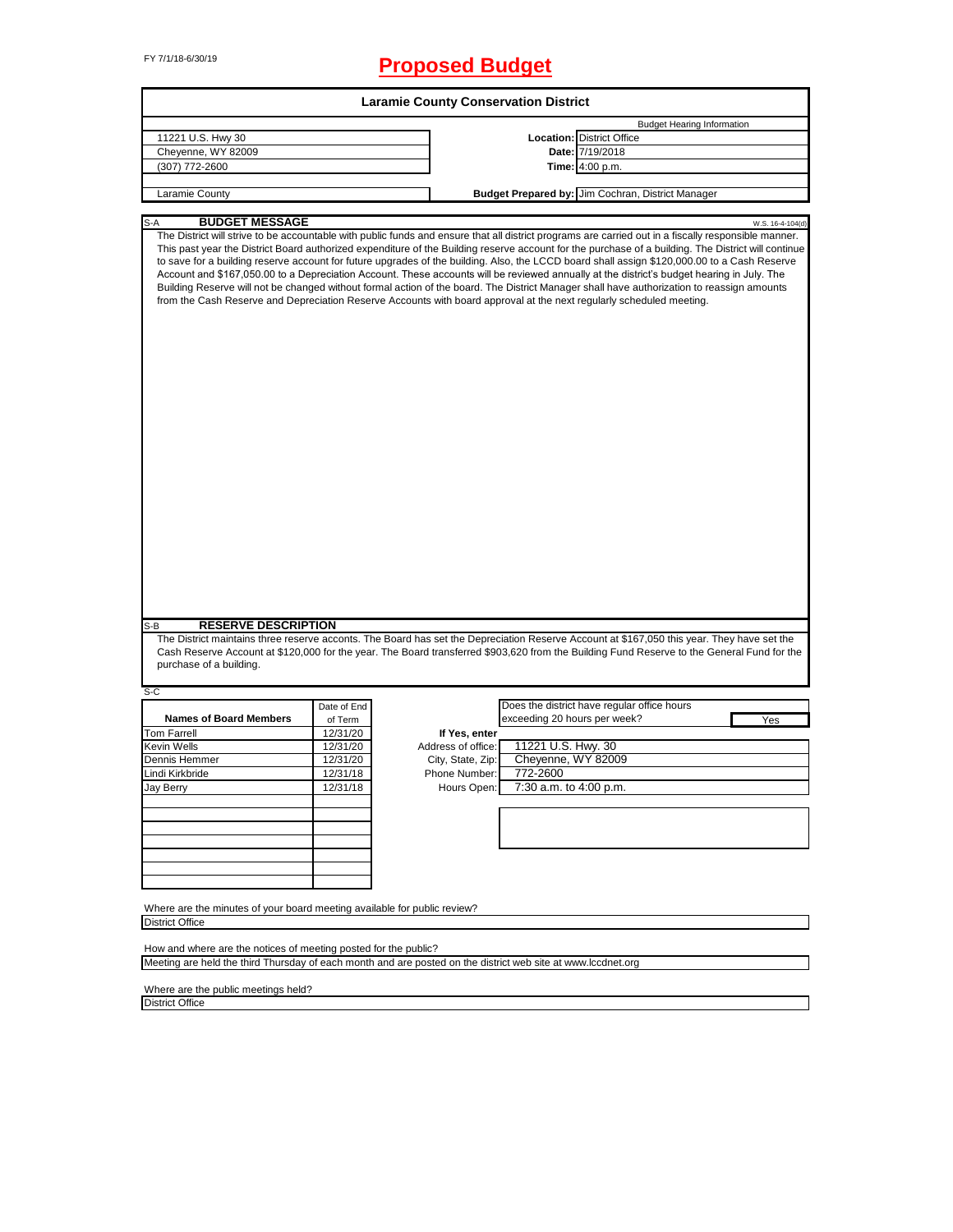FY 7/1/18-6/30/19

# Proposed Budget

## Laramie County Conservation District

| | | |
|---|---|---|
| 11221 U.S. Hwy 30 | | Budget Hearing Information |
| Cheyenne, WY 82009 | **Location:** | District Office |
| (307) 772-2600 | **Date:** | 7/19/2018 |
| | **Time:** | 4:00 p.m. |
| Laramie County | **Budget Prepared by:** | Jim Cochran, District Manager |

### S-A BUDGET MESSAGE

W.S. 16-4-104(d)

The District will strive to be accountable with public funds and ensure that all district programs are carried out in a fiscally responsible manner. This past year the District Board authorized expenditure of the Building reserve account for the purchase of a building. The District will continue to save for a building reserve account for future upgrades of the building. Also, the LCCD board shall assign $120,000.00 to a Cash Reserve Account and $167,050.00 to a Depreciation Account. These accounts will be reviewed annually at the district's budget hearing in July. The Building Reserve will not be changed without formal action of the board. The District Manager shall have authorization to reassign amounts from the Cash Reserve and Depreciation Reserve Accounts with board approval at the next regularly scheduled meeting.

### S-B RESERVE DESCRIPTION

The District maintains three reserve accounts. The Board has set the Depreciation Reserve Account at $167,050 this year. They have set the Cash Reserve Account at $120,000 for the year. The Board transferred $903,620 from the Building Fund Reserve to the General Fund for the purchase of a building.

### S-C

| Names of Board Members | Date of End of Term |
|---|---|
| Tom Farrell | 12/31/20 |
| Kevin Wells | 12/31/20 |
| Dennis Hemmer | 12/31/20 |
| Lindi Kirkbride | 12/31/18 |
| Jay Berry | 12/31/18 |

Does the district have regular office hours exceeding 20 hours per week? Yes

**If Yes, enter**

| | |
|---|---|
| Address of office: | 11221 U.S. Hwy. 30 |
| City, State, Zip: | Cheyenne, WY 82009 |
| Phone Number: | 772-2600 |
| Hours Open: | 7:30 a.m. to 4:00 p.m. |

Where are the minutes of your board meeting available for public review?

District Office

How and where are the notices of meeting posted for the public?

Meeting are held the third Thursday of each month and are posted on the district web site at www.lccdnet.org

Where are the public meetings held?

District Office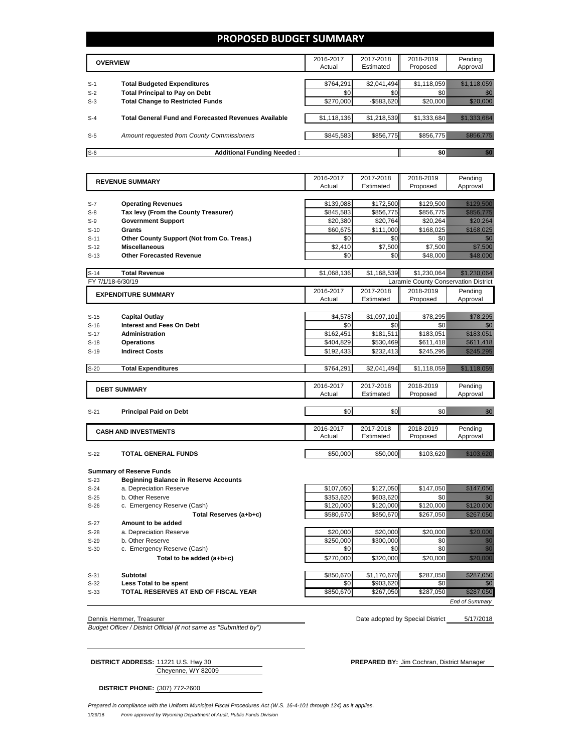# PROPOSED BUDGET SUMMARY

| | OVERVIEW | 2016-2017 Actual | 2017-2018 Estimated | 2018-2019 Proposed | Pending Approval |
|---|---|---|---|---|---|
| S-1 | **Total Budgeted Expenditures** | $764,291 | $2,041,494 | $1,118,059 | $1,118,059 |
| S-2 | **Total Principal to Pay on Debt** | $0 | $0 | $0 | $0 |
| S-3 | **Total Change to Restricted Funds** | $270,000 | -$583,620 | $20,000 | $20,000 |
| S-4 | **Total General Fund and Forecasted Revenues Available** | $1,118,136 | $1,218,539 | $1,333,684 | $1,333,684 |
| S-5 | *Amount requested from County Commissioners* | $845,583 | $856,775 | $856,775 | $856,775 |
| S-6 | **Additional Funding Needed :** | | | $0 | $0 |

| | REVENUE SUMMARY | 2016-2017 Actual | 2017-2018 Estimated | 2018-2019 Proposed | Pending Approval |
|---|---|---|---|---|---|
| S-7 | **Operating Revenues** | $139,088 | $172,500 | $129,500 | $129,500 |
| S-8 | **Tax levy (From the County Treasurer)** | $845,583 | $856,775 | $856,775 | $856,775 |
| S-9 | **Government Support** | $20,380 | $20,764 | $20,264 | $20,264 |
| S-10 | **Grants** | $60,675 | $111,000 | $168,025 | $168,025 |
| S-11 | **Other County Support (Not from Co. Treas.)** | $0 | $0 | $0 | $0 |
| S-12 | **Miscellaneous** | $2,410 | $7,500 | $7,500 | $7,500 |
| S-13 | **Other Forecasted Revenue** | $0 | $0 | $48,000 | $48,000 |
| S-14 | **Total Revenue** | $1,068,136 | $1,168,539 | $1,230,064 | $1,230,064 |

FY 7/1/18-6/30/19 — Laramie County Conservation District

| | EXPENDITURE SUMMARY | 2016-2017 Actual | 2017-2018 Estimated | 2018-2019 Proposed | Pending Approval |
|---|---|---|---|---|---|
| S-15 | **Capital Outlay** | $4,578 | $1,097,101 | $78,295 | $78,295 |
| S-16 | **Interest and Fees On Debt** | $0 | $0 | $0 | $0 |
| S-17 | **Administration** | $162,451 | $181,511 | $183,051 | $183,051 |
| S-18 | **Operations** | $404,829 | $530,469 | $611,418 | $611,418 |
| S-19 | **Indirect Costs** | $192,433 | $232,413 | $245,295 | $245,295 |
| S-20 | **Total Expenditures** | $764,291 | $2,041,494 | $1,118,059 | $1,118,059 |

| | DEBT SUMMARY | 2016-2017 Actual | 2017-2018 Estimated | 2018-2019 Proposed | Pending Approval |
|---|---|---|---|---|---|
| S-21 | **Principal Paid on Debt** | $0 | $0 | $0 | $0 |

| | CASH AND INVESTMENTS | 2016-2017 Actual | 2017-2018 Estimated | 2018-2019 Proposed | Pending Approval |
|---|---|---|---|---|---|
| S-22 | **TOTAL GENERAL FUNDS** | $50,000 | $50,000 | $103,620 | $103,620 |

**Summary of Reserve Funds**

| | | 2016-2017 Actual | 2017-2018 Estimated | 2018-2019 Proposed | Pending Approval |
|---|---|---|---|---|---|
| S-23 | **Beginning Balance in Reserve Accounts** | | | | |
| S-24 | a. Depreciation Reserve | $107,050 | $127,050 | $147,050 | $147,050 |
| S-25 | b. Other Reserve | $353,620 | $603,620 | $0 | $0 |
| S-26 | c. Emergency Reserve (Cash) | $120,000 | $120,000 | $120,000 | $120,000 |
| | **Total Reserves (a+b+c)** | $580,670 | $850,670 | $267,050 | $267,050 |
| S-27 | **Amount to be added** | | | | |
| S-28 | a. Depreciation Reserve | $20,000 | $20,000 | $20,000 | $20,000 |
| S-29 | b. Other Reserve | $250,000 | $300,000 | $0 | $0 |
| S-30 | c. Emergency Reserve (Cash) | $0 | $0 | $0 | $0 |
| | **Total to be added (a+b+c)** | $270,000 | $320,000 | $20,000 | $20,000 |
| S-31 | **Subtotal** | $850,670 | $1,170,670 | $287,050 | $287,050 |
| S-32 | **Less Total to be spent** | $0 | $903,620 | $0 | $0 |
| S-33 | **TOTAL RESERVES AT END OF FISCAL YEAR** | $850,670 | $267,050 | $287,050 | $287,050 |

*End of Summary*

Dennis Hemmer, Treasurer — Date adopted by Special District 5/17/2018

*Budget Officer / District Official (if not same as "Submitted by")*

**DISTRICT ADDRESS:** 11221 U.S. Hwy 30, Cheyenne, WY 82009

**PREPARED BY:** Jim Cochran, District Manager

**DISTRICT PHONE:** (307) 772-2600

*Prepared in compliance with the Uniform Municipal Fiscal Procedures Act (W.S. 16-4-101 through 124) as it applies.*

1/29/18 *Form approved by Wyoming Department of Audit, Public Funds Division*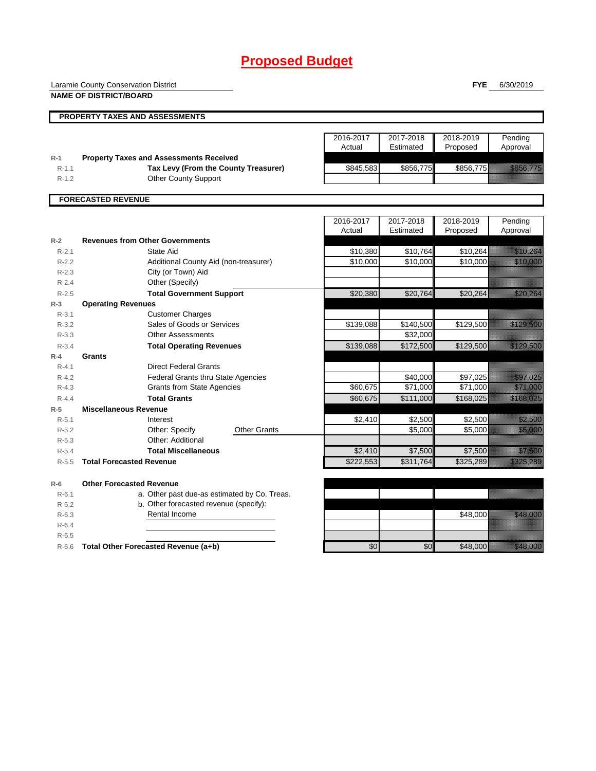# Proposed Budget

Laramie County Conservation District
**NAME OF DISTRICT/BOARD**

**FYE** 6/30/2019

## PROPERTY TAXES AND ASSESSMENTS

| | | 2016-2017 Actual | 2017-2018 Estimated | 2018-2019 Proposed | Pending Approval |
|---|---|---|---|---|---|
| R-1 | **Property Taxes and Assessments Received** | | | | |
| R-1.1 | **Tax Levy (From the County Treasurer)** | $845,583 | $856,775 | $856,775 | $856,775 |
| R-1.2 | Other County Support | | | | |

## FORECASTED REVENUE

| | | 2016-2017 Actual | 2017-2018 Estimated | 2018-2019 Proposed | Pending Approval |
|---|---|---|---|---|---|
| R-2 | **Revenues from Other Governments** | | | | |
| R-2.1 | State Aid | $10,380 | $10,764 | $10,264 | $10,264 |
| R-2.2 | Additional County Aid (non-treasurer) | $10,000 | $10,000 | $10,000 | $10,000 |
| R-2.3 | City (or Town) Aid | | | | |
| R-2.4 | Other (Specify) | | | | |
| R-2.5 | **Total Government Support** | $20,380 | $20,764 | $20,264 | $20,264 |
| R-3 | **Operating Revenues** | | | | |
| R-3.1 | Customer Charges | | | | |
| R-3.2 | Sales of Goods or Services | $139,088 | $140,500 | $129,500 | $129,500 |
| R-3.3 | Other Assessments | | $32,000 | | |
| R-3.4 | **Total Operating Revenues** | $139,088 | $172,500 | $129,500 | $129,500 |
| R-4 | **Grants** | | | | |
| R-4.1 | Direct Federal Grants | | | | |
| R-4.2 | Federal Grants thru State Agencies | | $40,000 | $97,025 | $97,025 |
| R-4.3 | Grants from State Agencies | $60,675 | $71,000 | $71,000 | $71,000 |
| R-4.4 | **Total Grants** | $60,675 | $111,000 | $168,025 | $168,025 |
| R-5 | **Miscellaneous Revenue** | | | | |
| R-5.1 | Interest | $2,410 | $2,500 | $2,500 | $2,500 |
| R-5.2 | Other: Specify — Other Grants | | $5,000 | $5,000 | $5,000 |
| R-5.3 | Other: Additional | | | | |
| R-5.4 | **Total Miscellaneous** | $2,410 | $7,500 | $7,500 | $7,500 |
| R-5.5 | **Total Forecasted Revenue** | $222,553 | $311,764 | $325,289 | $325,289 |
| R-6 | **Other Forecasted Revenue** | | | | |
| R-6.1 | a. Other past due-as estimated by Co. Treas. | | | | |
| R-6.2 | b. Other forecasted revenue (specify): | | | | |
| R-6.3 | Rental Income | | | $48,000 | $48,000 |
| R-6.4 | | | | | |
| R-6.5 | | | | | |
| R-6.6 | **Total Other Forecasted Revenue (a+b)** | $0 | $0 | $48,000 | $48,000 |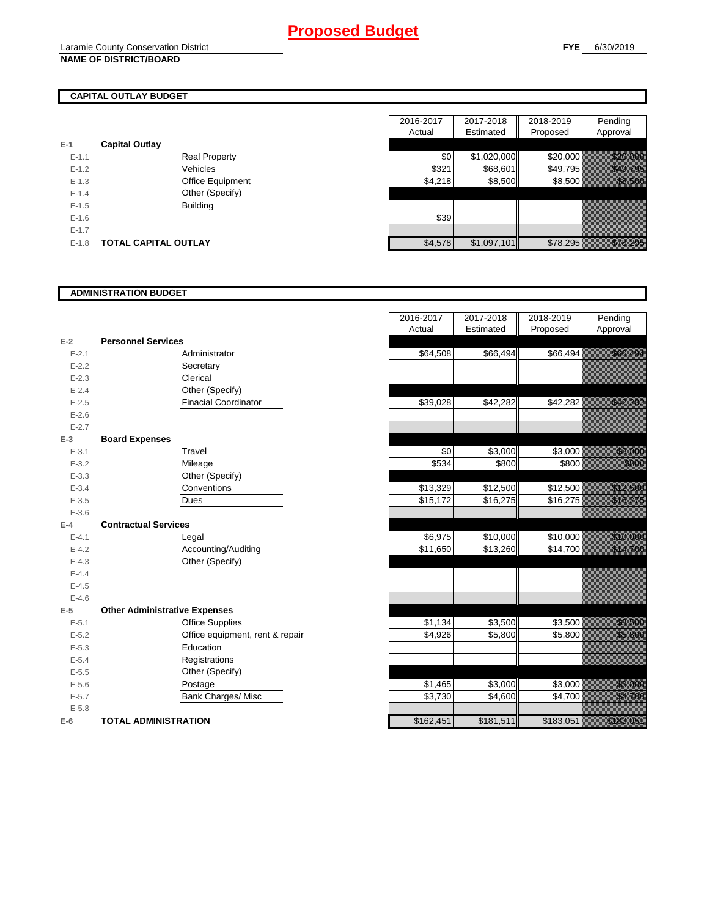# Proposed Budget

Laramie County Conservation District
**NAME OF DISTRICT/BOARD**

**FYE** 6/30/2019

## CAPITAL OUTLAY BUDGET

| | | | 2016-2017 Actual | 2017-2018 Estimated | 2018-2019 Proposed | Pending Approval |
|---|---|---|---|---|---|---|
| E-1 | **Capital Outlay** | | | | | |
| E-1.1 | | Real Property | $0 | $1,020,000 | $20,000 | $20,000 |
| E-1.2 | | Vehicles | $321 | $68,601 | $49,795 | $49,795 |
| E-1.3 | | Office Equipment | $4,218 | $8,500 | $8,500 | $8,500 |
| E-1.4 | | Other (Specify) | | | | |
| E-1.5 | | Building | | | | |
| E-1.6 | | | $39 | | | |
| E-1.7 | | | | | | |
| E-1.8 | **TOTAL CAPITAL OUTLAY** | | $4,578 | $1,097,101 | $78,295 | $78,295 |

## ADMINISTRATION BUDGET

| | | | 2016-2017 Actual | 2017-2018 Estimated | 2018-2019 Proposed | Pending Approval |
|---|---|---|---|---|---|---|
| E-2 | **Personnel Services** | | | | | |
| E-2.1 | | Administrator | $64,508 | $66,494 | $66,494 | $66,494 |
| E-2.2 | | Secretary | | | | |
| E-2.3 | | Clerical | | | | |
| E-2.4 | | Other (Specify) | | | | |
| E-2.5 | | Finacial Coordinator | $39,028 | $42,282 | $42,282 | $42,282 |
| E-2.6 | | | | | | |
| E-2.7 | | | | | | |
| E-3 | **Board Expenses** | | | | | |
| E-3.1 | | Travel | $0 | $3,000 | $3,000 | $3,000 |
| E-3.2 | | Mileage | $534 | $800 | $800 | $800 |
| E-3.3 | | Other (Specify) | | | | |
| E-3.4 | | Conventions | $13,329 | $12,500 | $12,500 | $12,500 |
| E-3.5 | | Dues | $15,172 | $16,275 | $16,275 | $16,275 |
| E-3.6 | | | | | | |
| E-4 | **Contractual Services** | | | | | |
| E-4.1 | | Legal | $6,975 | $10,000 | $10,000 | $10,000 |
| E-4.2 | | Accounting/Auditing | $11,650 | $13,260 | $14,700 | $14,700 |
| E-4.3 | | Other (Specify) | | | | |
| E-4.4 | | | | | | |
| E-4.5 | | | | | | |
| E-4.6 | | | | | | |
| E-5 | **Other Administrative Expenses** | | | | | |
| E-5.1 | | Office Supplies | $1,134 | $3,500 | $3,500 | $3,500 |
| E-5.2 | | Office equipment, rent & repair | $4,926 | $5,800 | $5,800 | $5,800 |
| E-5.3 | | Education | | | | |
| E-5.4 | | Registrations | | | | |
| E-5.5 | | Other (Specify) | | | | |
| E-5.6 | | Postage | $1,465 | $3,000 | $3,000 | $3,000 |
| E-5.7 | | Bank Charges/ Misc | $3,730 | $4,600 | $4,700 | $4,700 |
| E-5.8 | | | | | | |
| E-6 | **TOTAL ADMINISTRATION** | | $162,451 | $181,511 | $183,051 | $183,051 |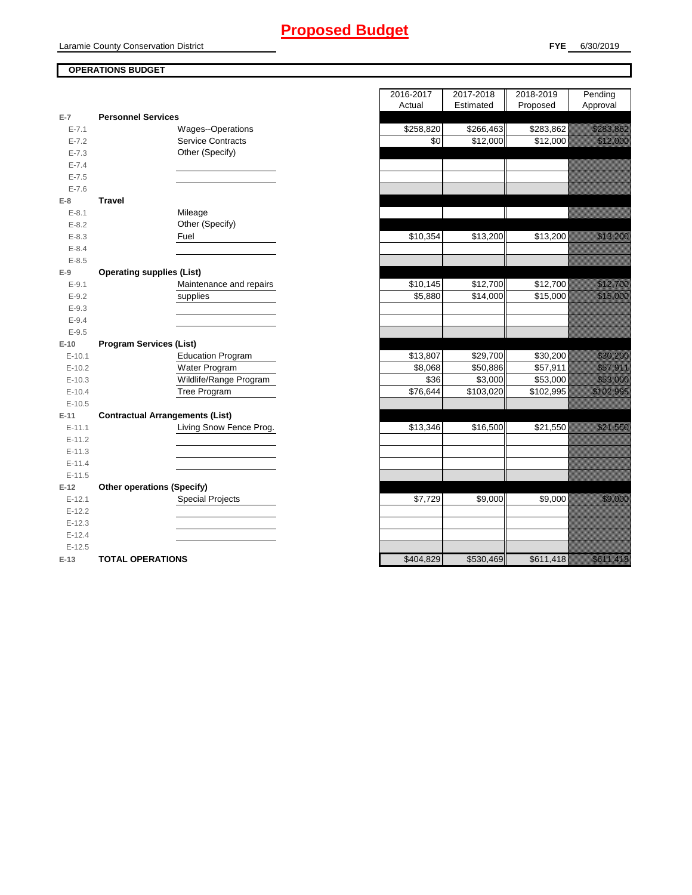# Proposed Budget

Laramie County Conservation District

**FYE** 6/30/2019

**OPERATIONS BUDGET**

| | | 2016-2017 Actual | 2017-2018 Estimated | 2018-2019 Proposed | Pending Approval |
|---|---|---|---|---|---|
| **E-7** | **Personnel Services** | | | | |
| E-7.1 | Wages--Operations | $258,820 | $266,463 | $283,862 | $283,862 |
| E-7.2 | Service Contracts | $0 | $12,000 | $12,000 | $12,000 |
| E-7.3 | Other (Specify) | | | | |
| E-7.4 | | | | | |
| E-7.5 | | | | | |
| E-7.6 | | | | | |
| **E-8** | **Travel** | | | | |
| E-8.1 | Mileage | | | | |
| E-8.2 | Other (Specify) | | | | |
| E-8.3 | Fuel | $10,354 | $13,200 | $13,200 | $13,200 |
| E-8.4 | | | | | |
| E-8.5 | | | | | |
| **E-9** | **Operating supplies (List)** | | | | |
| E-9.1 | Maintenance and repairs | $10,145 | $12,700 | $12,700 | $12,700 |
| E-9.2 | supplies | $5,880 | $14,000 | $15,000 | $15,000 |
| E-9.3 | | | | | |
| E-9.4 | | | | | |
| E-9.5 | | | | | |
| **E-10** | **Program Services (List)** | | | | |
| E-10.1 | Education Program | $13,807 | $29,700 | $30,200 | $30,200 |
| E-10.2 | Water Program | $8,068 | $50,886 | $57,911 | $57,911 |
| E-10.3 | Wildlife/Range Program | $36 | $3,000 | $53,000 | $53,000 |
| E-10.4 | Tree Program | $76,644 | $103,020 | $102,995 | $102,995 |
| E-10.5 | | | | | |
| **E-11** | **Contractual Arrangements (List)** | | | | |
| E-11.1 | Living Snow Fence Prog. | $13,346 | $16,500 | $21,550 | $21,550 |
| E-11.2 | | | | | |
| E-11.3 | | | | | |
| E-11.4 | | | | | |
| E-11.5 | | | | | |
| **E-12** | **Other operations (Specify)** | | | | |
| E-12.1 | Special Projects | $7,729 | $9,000 | $9,000 | $9,000 |
| E-12.2 | | | | | |
| E-12.3 | | | | | |
| E-12.4 | | | | | |
| E-12.5 | | | | | |
| **E-13** | **TOTAL OPERATIONS** | $404,829 | $530,469 | $611,418 | $611,418 |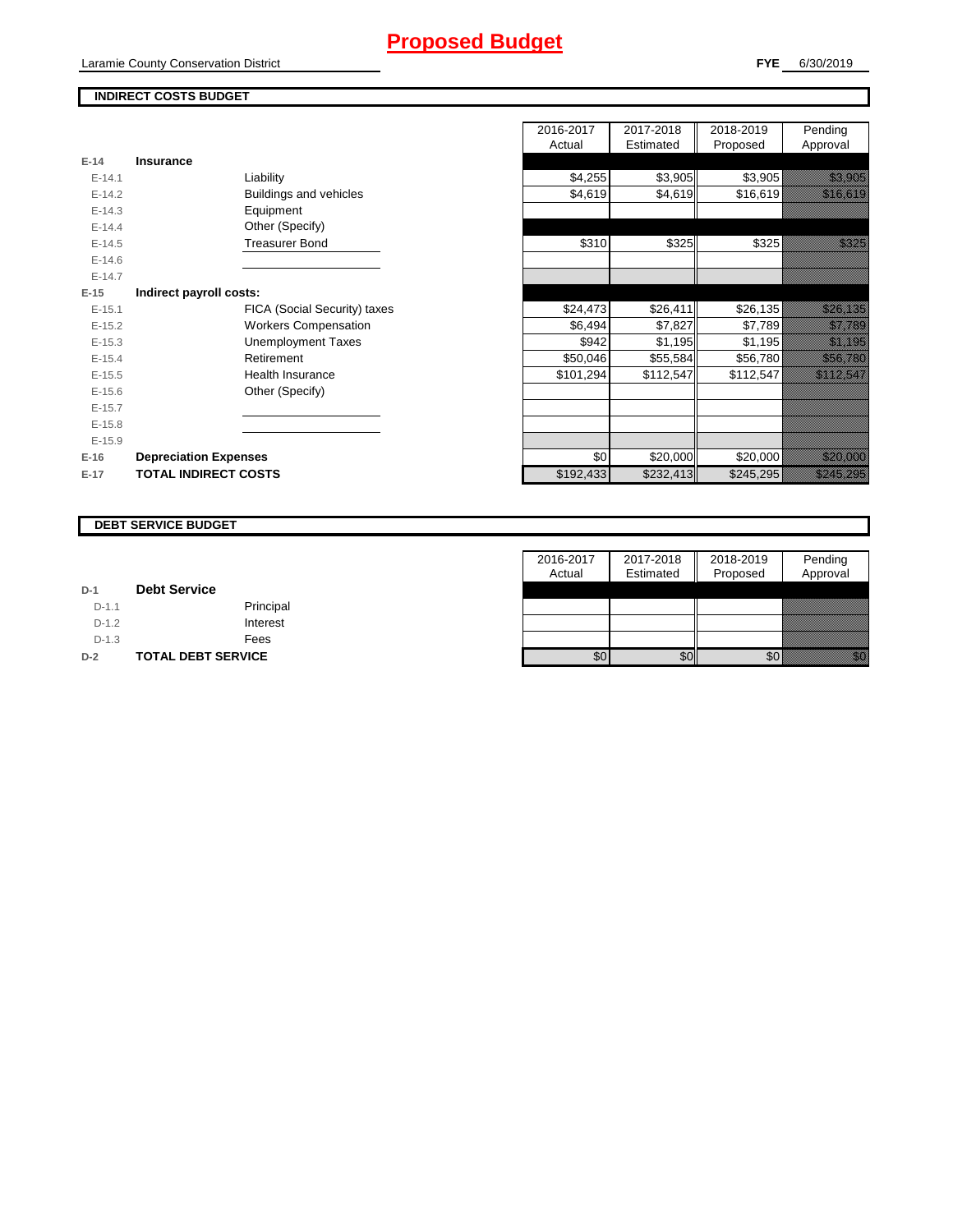# Proposed Budget

Laramie County Conservation District

**FYE** 6/30/2019

## INDIRECT COSTS BUDGET

| | | | 2016-2017 Actual | 2017-2018 Estimated | 2018-2019 Proposed | Pending Approval |
|---|---|---|---|---|---|---|
| **E-14** | **Insurance** | | | | | |
| E-14.1 | | Liability | $4,255 | $3,905 | $3,905 | $3,905 |
| E-14.2 | | Buildings and vehicles | $4,619 | $4,619 | $16,619 | $16,619 |
| E-14.3 | | Equipment | | | | |
| E-14.4 | | Other (Specify) | | | | |
| E-14.5 | | Treasurer Bond | $310 | $325 | $325 | $325 |
| E-14.6 | | | | | | |
| E-14.7 | | | | | | |
| **E-15** | **Indirect payroll costs:** | | | | | |
| E-15.1 | | FICA (Social Security) taxes | $24,473 | $26,411 | $26,135 | $26,135 |
| E-15.2 | | Workers Compensation | $6,494 | $7,827 | $7,789 | $7,789 |
| E-15.3 | | Unemployment Taxes | $942 | $1,195 | $1,195 | $1,195 |
| E-15.4 | | Retirement | $50,046 | $55,584 | $56,780 | $56,780 |
| E-15.5 | | Health Insurance | $101,294 | $112,547 | $112,547 | $112,547 |
| E-15.6 | | Other (Specify) | | | | |
| E-15.7 | | | | | | |
| E-15.8 | | | | | | |
| E-15.9 | | | | | | |
| **E-16** | **Depreciation Expenses** | | $0 | $20,000 | $20,000 | $20,000 |
| **E-17** | **TOTAL INDIRECT COSTS** | | $192,433 | $232,413 | $245,295 | $245,295 |

## DEBT SERVICE BUDGET

| | | | 2016-2017 Actual | 2017-2018 Estimated | 2018-2019 Proposed | Pending Approval |
|---|---|---|---|---|---|---|
| **D-1** | **Debt Service** | | | | | |
| D-1.1 | | Principal | | | | |
| D-1.2 | | Interest | | | | |
| D-1.3 | | Fees | | | | |
| **D-2** | **TOTAL DEBT SERVICE** | | $0 | $0 | $0 | $0 |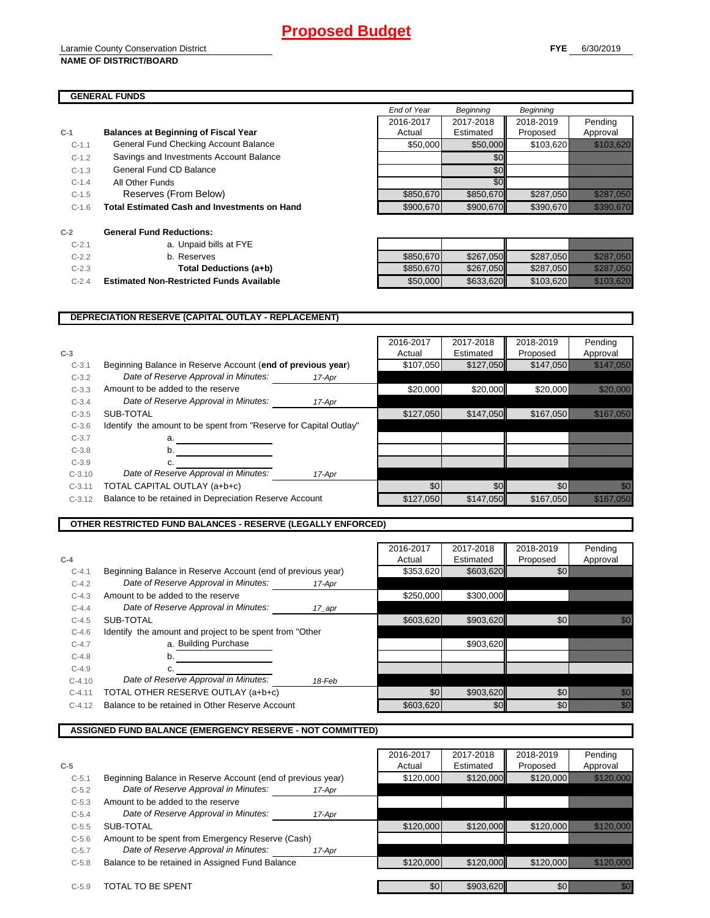# Proposed Budget

Laramie County Conservation District
**NAME OF DISTRICT/BOARD**

**FYE** 6/30/2019

## GENERAL FUNDS

| | | End of Year 2016-2017 Actual | Beginning 2017-2018 Estimated | Beginning 2018-2019 Proposed | Pending Approval |
|---|---|---|---|---|---|
| **C-1** | **Balances at Beginning of Fiscal Year** | | | | |
| C-1.1 | General Fund Checking Account Balance | $50,000 | $50,000 | $103,620 | $103,620 |
| C-1.2 | Savings and Investments Account Balance | | $0 | | |
| C-1.3 | General Fund CD Balance | | $0 | | |
| C-1.4 | All Other Funds | | $0 | | |
| C-1.5 | Reserves (From Below) | $850,670 | $850,670 | $287,050 | $287,050 |
| C-1.6 | **Total Estimated Cash and Investments on Hand** | $900,670 | $900,670 | $390,670 | $390,670 |
| **C-2** | **General Fund Reductions:** | | | | |
| C-2.1 | a. Unpaid bills at FYE | | | | |
| C-2.2 | b. Reserves | $850,670 | $267,050 | $287,050 | $287,050 |
| C-2.3 | **Total Deductions (a+b)** | $850,670 | $267,050 | $287,050 | $287,050 |
| C-2.4 | **Estimated Non-Restricted Funds Available** | $50,000 | $633,620 | $103,620 | $103,620 |

## DEPRECIATION RESERVE (CAPITAL OUTLAY - REPLACEMENT)

| **C-3** | | | 2016-2017 Actual | 2017-2018 Estimated | 2018-2019 Proposed | Pending Approval |
|---|---|---|---|---|---|---|
| C-3.1 | Beginning Balance in Reserve Account (**end of previous year**) | | $107,050 | $127,050 | $147,050 | $147,050 |
| C-3.2 | *Date of Reserve Approval in Minutes:* | *17-Apr* | | | | |
| C-3.3 | Amount to be added to the reserve | | $20,000 | $20,000 | $20,000 | $20,000 |
| C-3.4 | *Date of Reserve Approval in Minutes:* | *17-Apr* | | | | |
| C-3.5 | SUB-TOTAL | | $127,050 | $147,050 | $167,050 | $167,050 |
| C-3.6 | Identify the amount to be spent from "Reserve for Capital Outlay" | | | | | |
| C-3.7 | a. | | | | | |
| C-3.8 | b. | | | | | |
| C-3.9 | c. | | | | | |
| C-3.10 | *Date of Reserve Approval in Minutes:* | *17-Apr* | | | | |
| C-3.11 | TOTAL CAPITAL OUTLAY (a+b+c) | | $0 | $0 | $0 | $0 |
| C-3.12 | Balance to be retained in Depreciation Reserve Account | | $127,050 | $147,050 | $167,050 | $167,050 |

## OTHER RESTRICTED FUND BALANCES - RESERVE (LEGALLY ENFORCED)

| **C-4** | | | 2016-2017 Actual | 2017-2018 Estimated | 2018-2019 Proposed | Pending Approval |
|---|---|---|---|---|---|---|
| C-4.1 | Beginning Balance in Reserve Account (end of previous year) | | $353,620 | $603,620 | $0 | |
| C-4.2 | *Date of Reserve Approval in Minutes:* | *17-Apr* | | | | |
| C-4.3 | Amount to be added to the reserve | | $250,000 | $300,000 | | |
| C-4.4 | *Date of Reserve Approval in Minutes:* | *17_apr* | | | | |
| C-4.5 | SUB-TOTAL | | $603,620 | $903,620 | $0 | $0 |
| C-4.6 | Identify the amount and project to be spent from "Other | | | | | |
| C-4.7 | a. Building Purchase | | | $903,620 | | |
| C-4.8 | b. | | | | | |
| C-4.9 | c. | | | | | |
| C-4.10 | *Date of Reserve Approval in Minutes:* | *18-Feb* | | | | |
| C-4.11 | TOTAL OTHER RESERVE OUTLAY (a+b+c) | | $0 | $903,620 | $0 | $0 |
| C-4.12 | Balance to be retained in Other Reserve Account | | $603,620 | $0 | $0 | $0 |

## ASSIGNED FUND BALANCE (EMERGENCY RESERVE - NOT COMMITTED)

| **C-5** | | | 2016-2017 Actual | 2017-2018 Estimated | 2018-2019 Proposed | Pending Approval |
|---|---|---|---|---|---|---|
| C-5.1 | Beginning Balance in Reserve Account (end of previous year) | | $120,000 | $120,000 | $120,000 | $120,000 |
| C-5.2 | *Date of Reserve Approval in Minutes:* | *17-Apr* | | | | |
| C-5.3 | Amount to be added to the reserve | | | | | |
| C-5.4 | *Date of Reserve Approval in Minutes:* | *17-Apr* | | | | |
| C-5.5 | SUB-TOTAL | | $120,000 | $120,000 | $120,000 | $120,000 |
| C-5.6 | Amount to be spent from Emergency Reserve (Cash) | | | | | |
| C-5.7 | *Date of Reserve Approval in Minutes:* | *17-Apr* | | | | |
| C-5.8 | Balance to be retained in Assigned Fund Balance | | $120,000 | $120,000 | $120,000 | $120,000 |
| C-5.9 | TOTAL TO BE SPENT | | $0 | $903,620 | $0 | $0 |